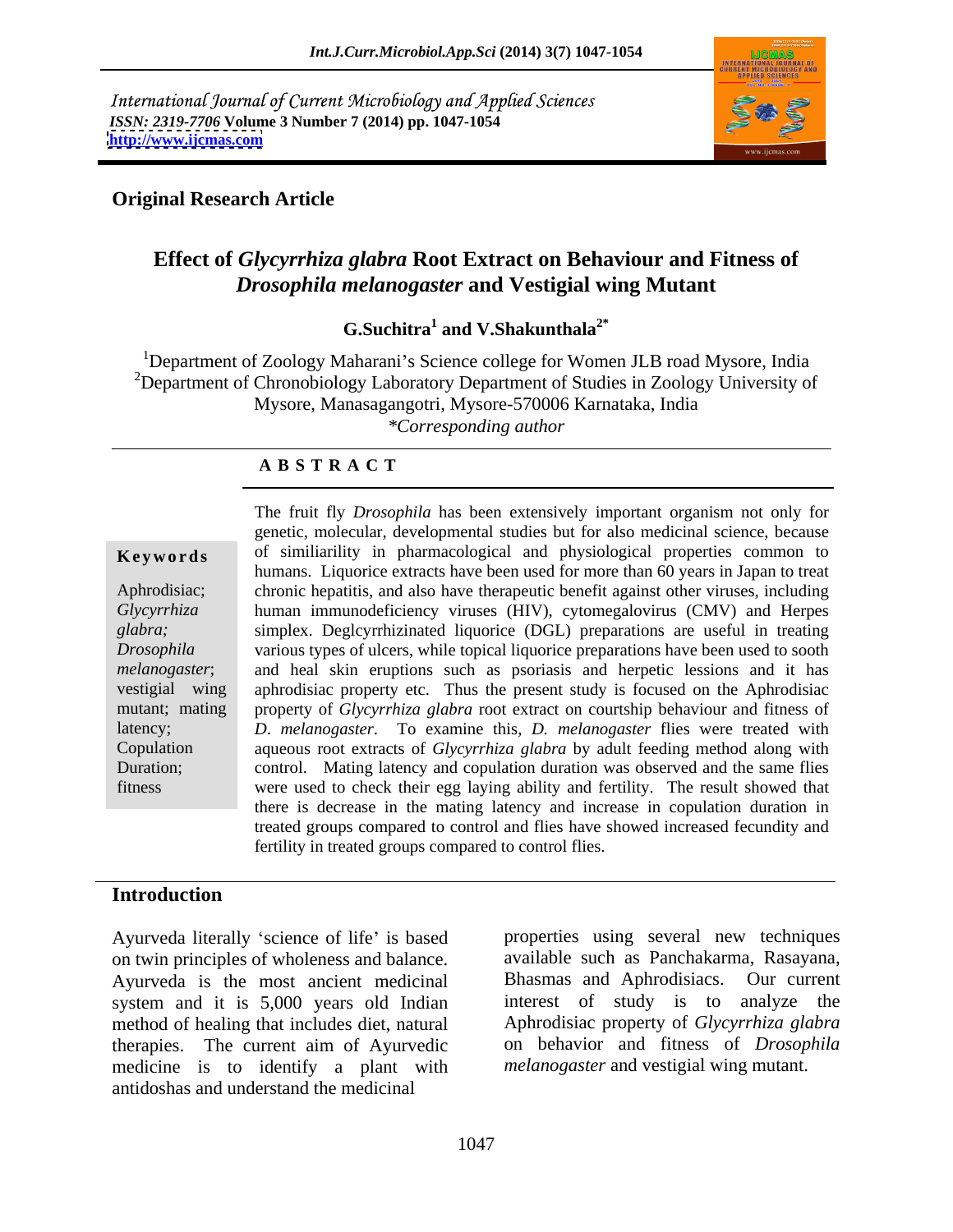International Journal of Current Microbiology and Applied Sciences
*ISSN: 2319-7706* **Volume 3 Number 7 (2014) pp. 1047-1054**
**http://www.ijcmas.com**

**Original Research Article**

# Effect of *Glycyrrhiza glabra* Root Extract on Behaviour and Fitness of *Drosophila melanogaster* and Vestigial wing Mutant

**G.Suchitra[1] and V.Shakunthala[2*]**

[1]Department of Zoology Maharani's Science college for Women JLB road Mysore, India
[2]Department of Chronobiology Laboratory Department of Studies in Zoology University of Mysore, Manasagangotri, Mysore-570006 Karnataka, India
*\*Corresponding author*

**A B S T R A C T**

**Keywords**

Aphrodisiac; *Glycyrrhiza glabra;* *Drosophila melanogaster*; vestigial wing mutant; mating latency; Copulation Duration; fitness

The fruit fly *Drosophila* has been extensively important organism not only for genetic, molecular, developmental studies but for also medicinal science, because of similiarility in pharmacological and physiological properties common to humans. Liquorice extracts have been used for more than 60 years in Japan to treat chronic hepatitis, and also have therapeutic benefit against other viruses, including human immunodeficiency viruses (HIV), cytomegalovirus (CMV) and Herpes simplex. Deglcyrrhizinated liquorice (DGL) preparations are useful in treating various types of ulcers, while topical liquorice preparations have been used to sooth and heal skin eruptions such as psoriasis and herpetic lessions and it has aphrodisiac property etc. Thus the present study is focused on the Aphrodisiac property of *Glycyrrhiza glabra* root extract on courtship behaviour and fitness of *D. melanogaster*. To examine this, *D. melanogaster* flies were treated with aqueous root extracts of *Glycyrrhiza glabra* by adult feeding method along with control. Mating latency and copulation duration was observed and the same flies were used to check their egg laying ability and fertility. The result showed that there is decrease in the mating latency and increase in copulation duration in treated groups compared to control and flies have showed increased fecundity and fertility in treated groups compared to control flies.

## Introduction

Ayurveda literally 'science of life' is based on twin principles of wholeness and balance. Ayurveda is the most ancient medicinal system and it is 5,000 years old Indian method of healing that includes diet, natural therapies. The current aim of Ayurvedic medicine is to identify a plant with antidoshas and understand the medicinal properties using several new techniques available such as Panchakarma, Rasayana, Bhasmas and Aphrodisiacs. Our current interest of study is to analyze the Aphrodisiac property of *Glycyrrhiza glabra* on behavior and fitness of *Drosophila melanogaster* and vestigial wing mutant.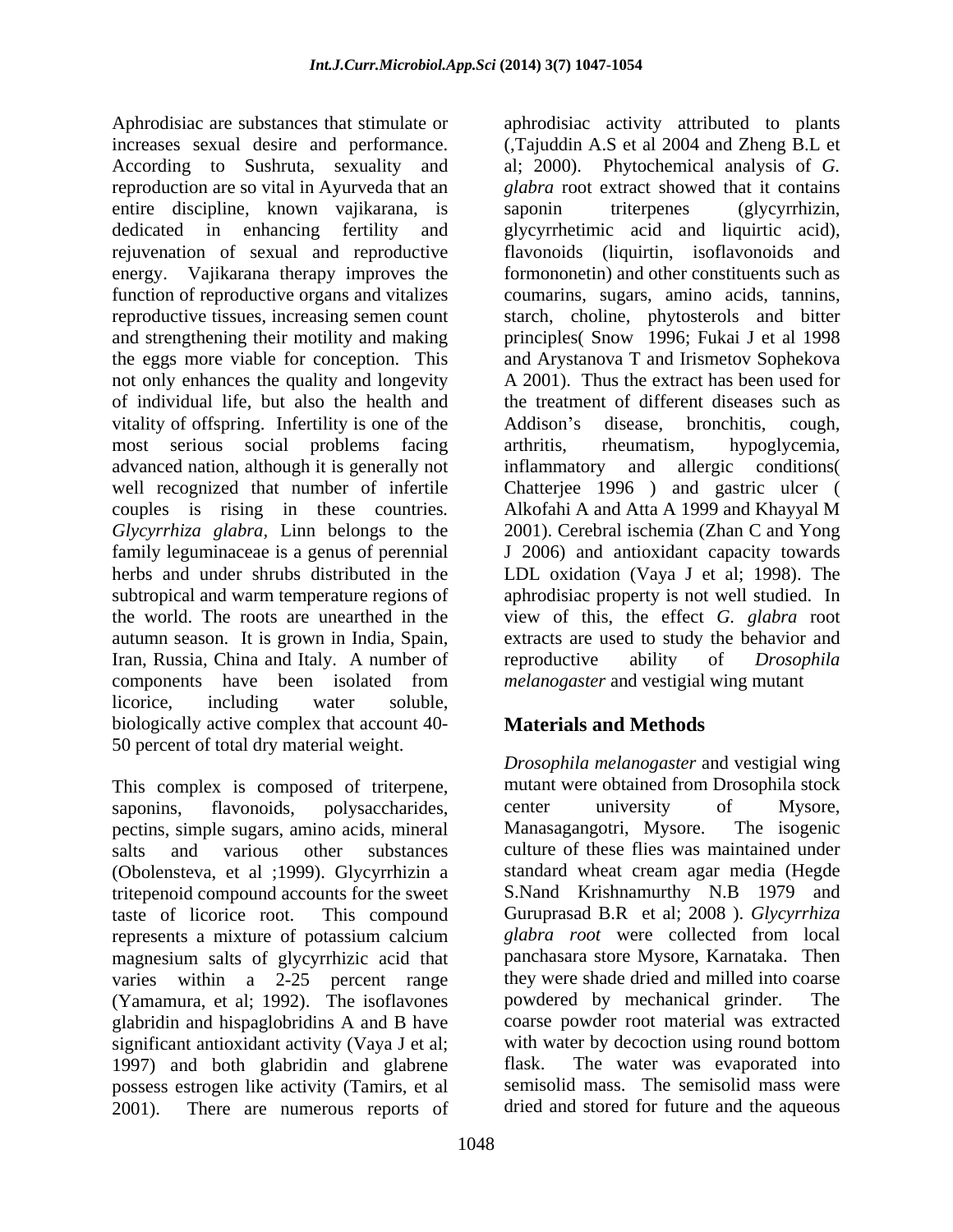Aphrodisiac are substances that stimulate or increases sexual desire and performance. According to Sushruta, sexuality and reproduction are so vital in Ayurveda that an entire discipline, known vajikarana, is dedicated in enhancing fertility and rejuvenation of sexual and reproductive energy. Vajikarana therapy improves the function of reproductive organs and vitalizes reproductive tissues, increasing semen count and strengthening their motility and making the eggs more viable for conception. This not only enhances the quality and longevity of individual life, but also the health and vitality of offspring. Infertility is one of the most serious social problems facing advanced nation, although it is generally not well recognized that number of infertile couples is rising in these countries. *Glycyrrhiza glabra*, Linn belongs to the family leguminaceae is a genus of perennial herbs and under shrubs distributed in the subtropical and warm temperature regions of the world. The roots are unearthed in the autumn season. It is grown in India, Spain, Iran, Russia, China and Italy. A number of components have been isolated from licorice, including water soluble, biologically active complex that account 40-50 percent of total dry material weight.

This complex is composed of triterpene, saponins, flavonoids, polysaccharides, pectins, simple sugars, amino acids, mineral salts and various other substances (Obolensteva, et al ;1999). Glycyrrhizin a tritepenoid compound accounts for the sweet taste of licorice root. This compound represents a mixture of potassium calcium magnesium salts of glycyrrhizic acid that varies within a 2-25 percent range (Yamamura, et al; 1992). The isoflavones glabridin and hispaglobridins A and B have significant antioxidant activity (Vaya J et al; 1997) and both glabridin and glabrene possess estrogen like activity (Tamirs, et al 2001). There are numerous reports of aphrodisiac activity attributed to plants (,Tajuddin A.S et al 2004 and Zheng B.L et al; 2000). Phytochemical analysis of *G. glabra* root extract showed that it contains saponin triterpenes (glycyrrhizin, glycyrrhetimic acid and liquirtic acid), flavonoids (liquirtin, isoflavonoids and formononetin) and other constituents such as coumarins, sugars, amino acids, tannins, starch, choline, phytosterols and bitter principles( Snow 1996; Fukai J et al 1998 and Arystanova T and Irismetov Sophekova A 2001). Thus the extract has been used for the treatment of different diseases such as Addison's disease, bronchitis, cough, arthritis, rheumatism, hypoglycemia, inflammatory and allergic conditions( Chatterjee 1996 ) and gastric ulcer ( Alkofahi A and Atta A 1999 and Khayyal M 2001). Cerebral ischemia (Zhan C and Yong J 2006) and antioxidant capacity towards LDL oxidation (Vaya J et al; 1998). The aphrodisiac property is not well studied. In view of this, the effect *G. glabra* root extracts are used to study the behavior and reproductive ability of *Drosophila melanogaster* and vestigial wing mutant

## Materials and Methods

*Drosophila melanogaster* and vestigial wing mutant were obtained from Drosophila stock center university of Mysore, Manasagangotri, Mysore. The isogenic culture of these flies was maintained under standard wheat cream agar media (Hegde S.Nand Krishnamurthy N.B 1979 and Guruprasad B.R et al; 2008 ). *Glycyrrhiza glabra root* were collected from local panchasara store Mysore, Karnataka. Then they were shade dried and milled into coarse powdered by mechanical grinder. The coarse powder root material was extracted with water by decoction using round bottom flask. The water was evaporated into semisolid mass. The semisolid mass were dried and stored for future and the aqueous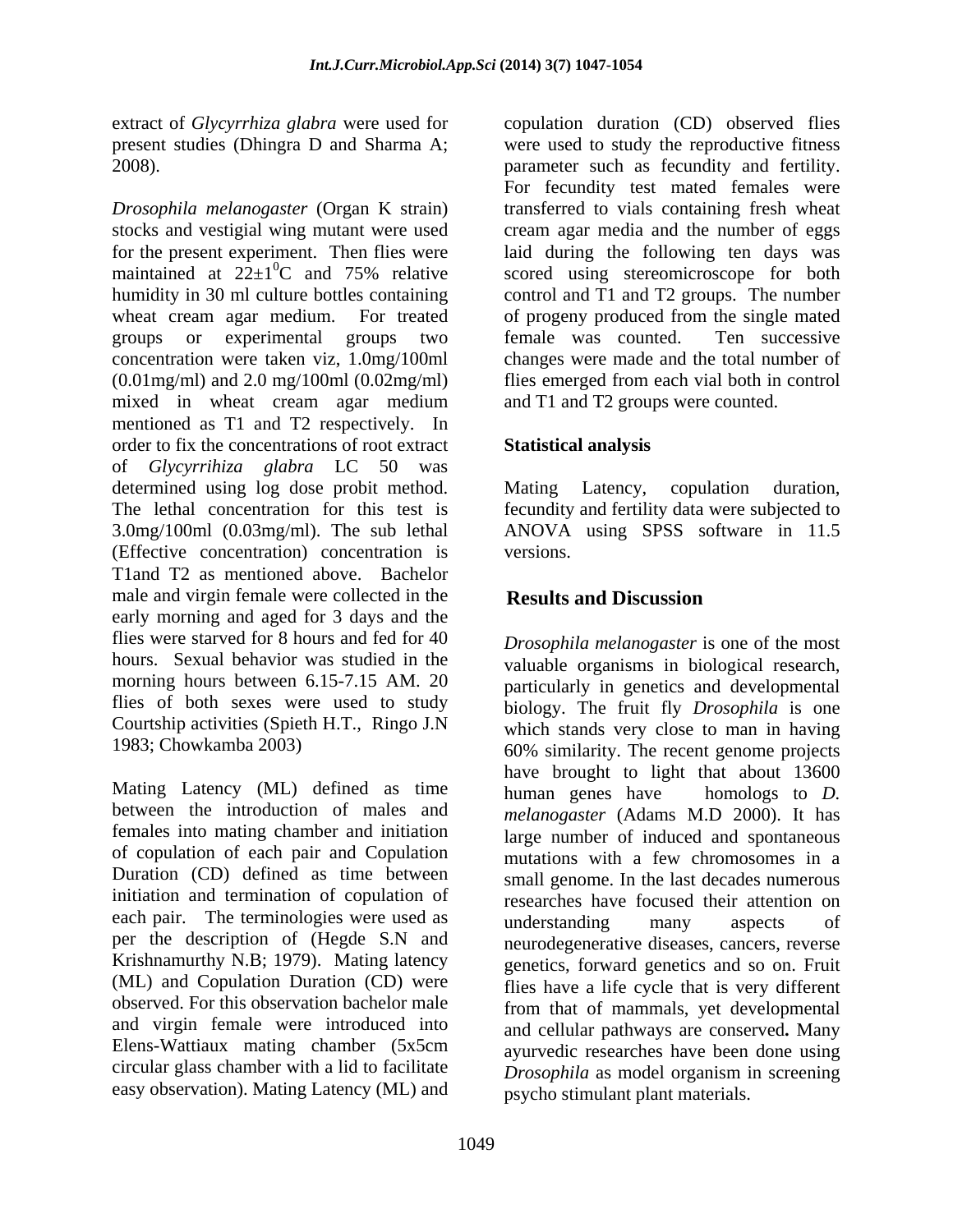extract of *Glycyrrhiza glabra* were used for present studies (Dhingra D and Sharma A; 2008).

*Drosophila melanogaster* (Organ K strain) stocks and vestigial wing mutant were used for the present experiment. Then flies were maintained at $22\pm1^{0}$C and 75% relative humidity in 30 ml culture bottles containing wheat cream agar medium. For treated groups or experimental groups two concentration were taken viz, 1.0mg/100ml (0.01mg/ml) and 2.0 mg/100ml (0.02mg/ml) mixed in wheat cream agar medium mentioned as T1 and T2 respectively. In order to fix the concentrations of root extract of *Glycyrrihiza glabra* LC 50 was determined using log dose probit method. The lethal concentration for this test is 3.0mg/100ml (0.03mg/ml). The sub lethal (Effective concentration) concentration is T1and T2 as mentioned above. Bachelor male and virgin female were collected in the early morning and aged for 3 days and the flies were starved for 8 hours and fed for 40 hours. Sexual behavior was studied in the morning hours between 6.15-7.15 AM. 20 flies of both sexes were used to study Courtship activities (Spieth H.T., Ringo J.N 1983; Chowkamba 2003)

Mating Latency (ML) defined as time between the introduction of males and females into mating chamber and initiation of copulation of each pair and Copulation Duration (CD) defined as time between initiation and termination of copulation of each pair. The terminologies were used as per the description of (Hegde S.N and Krishnamurthy N.B; 1979). Mating latency (ML) and Copulation Duration (CD) were observed. For this observation bachelor male and virgin female were introduced into Elens-Wattiaux mating chamber (5x5cm circular glass chamber with a lid to facilitate easy observation). Mating Latency (ML) and copulation duration (CD) observed flies were used to study the reproductive fitness parameter such as fecundity and fertility. For fecundity test mated females were transferred to vials containing fresh wheat cream agar media and the number of eggs laid during the following ten days was scored using stereomicroscope for both control and T1 and T2 groups. The number of progeny produced from the single mated female was counted. Ten successive changes were made and the total number of flies emerged from each vial both in control and T1 and T2 groups were counted.

### Statistical analysis

Mating Latency, copulation duration, fecundity and fertility data were subjected to ANOVA using SPSS software in 11.5 versions.

## Results and Discussion

*Drosophila melanogaster* is one of the most valuable organisms in biological research, particularly in genetics and developmental biology. The fruit fly *Drosophila* is one which stands very close to man in having 60% similarity. The recent genome projects have brought to light that about 13600 human genes have homologs to *D. melanogaster* (Adams M.D 2000). It has large number of induced and spontaneous mutations with a few chromosomes in a small genome. In the last decades numerous researches have focused their attention on understanding many aspects of neurodegenerative diseases, cancers, reverse genetics, forward genetics and so on. Fruit flies have a life cycle that is very different from that of mammals, yet developmental and cellular pathways are conserved**.** Many ayurvedic researches have been done using *Drosophila* as model organism in screening psycho stimulant plant materials.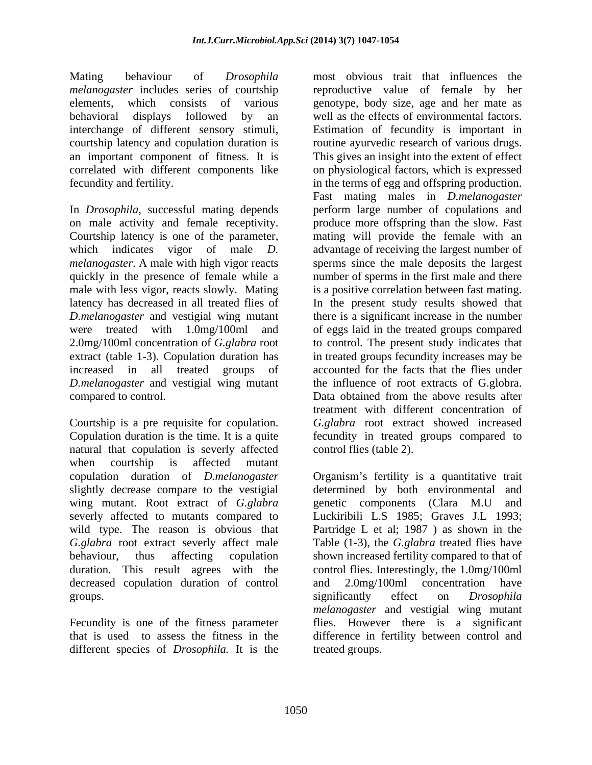Mating behaviour of *Drosophila melanogaster* includes series of courtship elements, which consists of various behavioral displays followed by an interchange of different sensory stimuli, courtship latency and copulation duration is an important component of fitness. It is correlated with different components like fecundity and fertility.

In *Drosophila*, successful mating depends on male activity and female receptivity. Courtship latency is one of the parameter, which indicates vigor of male *D. melanogaster*. A male with high vigor reacts quickly in the presence of female while a male with less vigor, reacts slowly. Mating latency has decreased in all treated flies of *D.melanogaster* and vestigial wing mutant were treated with 1.0mg/100ml and 2.0mg/100ml concentration of *G.glabra* root extract (table 1-3). Copulation duration has increased in all treated groups of *D.melanogaster* and vestigial wing mutant compared to control.

Courtship is a pre requisite for copulation. Copulation duration is the time. It is a quite natural that copulation is severly affected when courtship is affected mutant copulation duration of *D.melanogaster* slightly decrease compare to the vestigial wing mutant. Root extract of *G.glabra* severly affected to mutants compared to wild type. The reason is obvious that *G.glabra* root extract severly affect male behaviour, thus affecting copulation duration. This result agrees with the decreased copulation duration of control groups.

Fecundity is one of the fitness parameter that is used to assess the fitness in the different species of *Drosophila.* It is the most obvious trait that influences the reproductive value of female by her genotype, body size, age and her mate as well as the effects of environmental factors. Estimation of fecundity is important in routine ayurvedic research of various drugs. This gives an insight into the extent of effect on physiological factors, which is expressed in the terms of egg and offspring production. Fast mating males in *D.melanogaster* perform large number of copulations and produce more offspring than the slow. Fast mating will provide the female with an advantage of receiving the largest number of sperms since the male deposits the largest number of sperms in the first male and there is a positive correlation between fast mating. In the present study results showed that there is a significant increase in the number of eggs laid in the treated groups compared to control. The present study indicates that in treated groups fecundity increases may be accounted for the facts that the flies under the influence of root extracts of G.globra. Data obtained from the above results after treatment with different concentration of *G.glabra* root extract showed increased fecundity in treated groups compared to control flies (table 2).

Organism's fertility is a quantitative trait determined by both environmental and genetic components (Clara M.U and Luckiribili L.S 1985; Graves J.L 1993; Partridge L et al; 1987 ) as shown in the Table (1-3), the *G.glabra* treated flies have shown increased fertility compared to that of control flies. Interestingly, the 1.0mg/100ml and 2.0mg/100ml concentration have significantly effect on *Drosophila melanogaster* and vestigial wing mutant flies. However there is a significant difference in fertility between control and treated groups.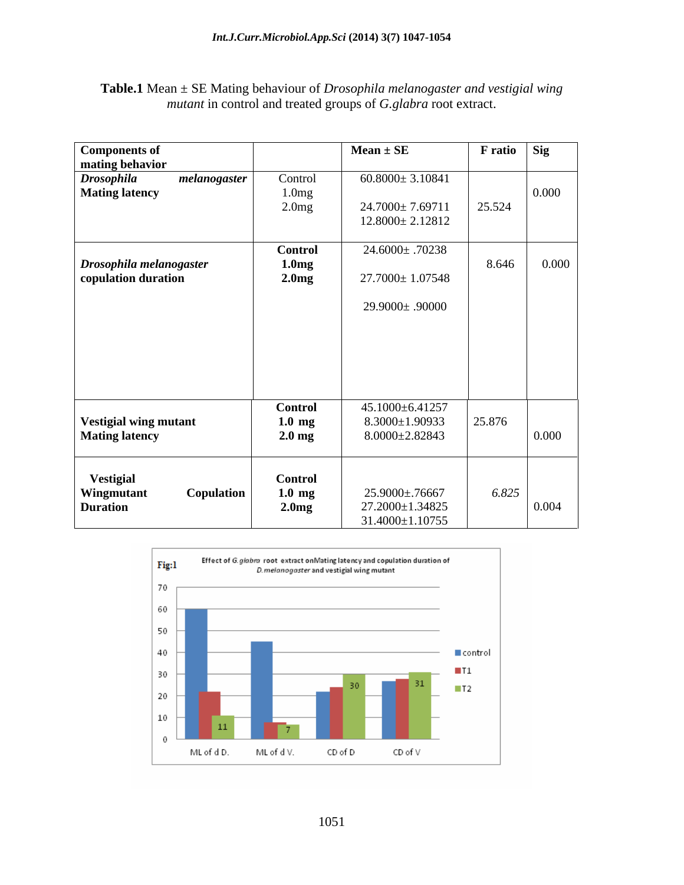**Table.1** Mean ± SE Mating behaviour of *Drosophila melanogaster and vestigial wing mutant* in control and treated groups of *G.glabra* root extract.

| Components of mating behavior | | Mean ± SE | F ratio | Sig |
|---|---|---|---|---|
| ***Drosophila melanogaster* Mating latency** | Control<br>1.0mg<br>2.0mg | 60.8000± 3.10841<br>24.7000± 7.69711<br>12.8000± 2.12812 | 25.524 | 0.000 |
| ***Drosophila melanogaster* copulation duration** | **Control**<br>**1.0mg**<br>**2.0mg** | 24.6000± .70238<br>27.7000± 1.07548<br>29.9000± .90000 | 8.646 | 0.000 |
| **Vestigial wing mutant Mating latency** | **Control**<br>**1.0 mg**<br>**2.0 mg** | 45.1000±6.41257<br>8.3000±1.90933<br>8.0000±2.82843 | 25.876 | 0.000 |
| **Vestigial Wingmutant Copulation Duration** | **Control**<br>**1.0 mg**<br>**2.0mg** | 25.9000±.76667<br>27.2000±1.34825<br>31.4000±1.10755 | *6.825* | 0.004 |

Fig:1 Effect of *G.glabra* root extract onMating latency and copulation duration of *D.melanogaster* and vestigial wing mutant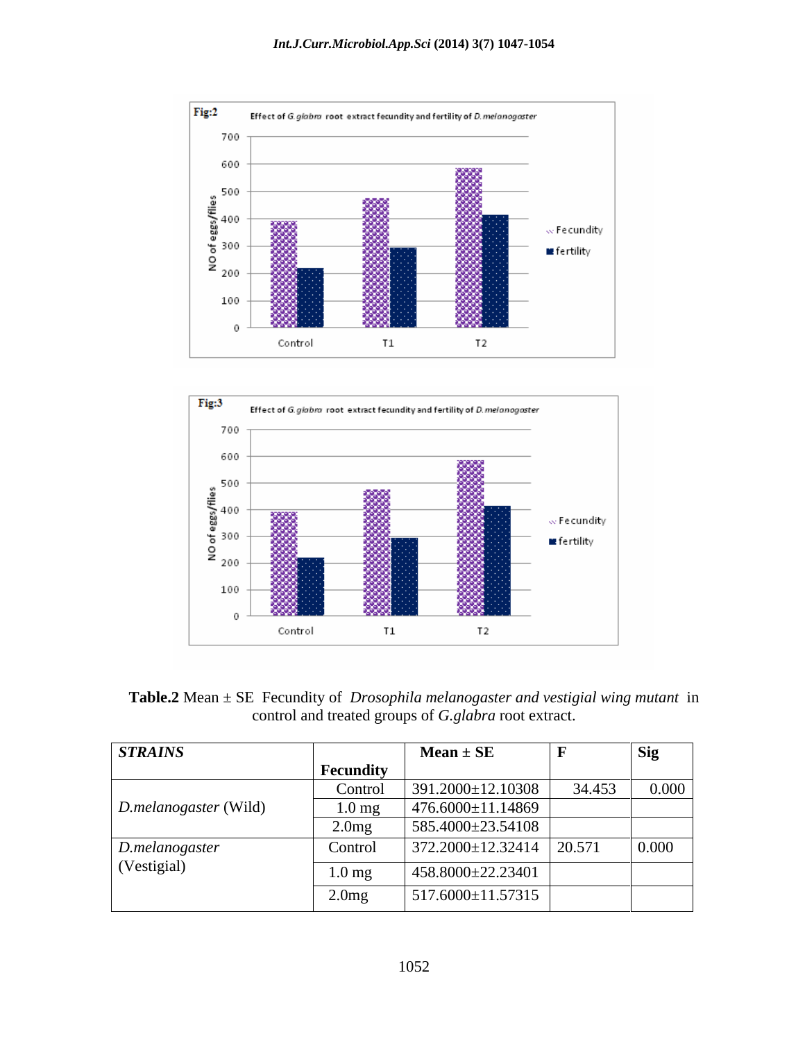Fig:2 Effect of *G.glabra* root extract fecundity and fertility of *D.melanogaster*

Fig:3 Effect of *G.glabra* root extract fecundity and fertility of *D.melanogaster*

**Table.2** Mean ± SE Fecundity of *Drosophila melanogaster and vestigial wing mutant* in control and treated groups of *G.glabra* root extract.

| *STRAINS* | Fecundity | Mean ± SE | F | Sig |
|---|---|---|---|---|
| *D.melanogaster* (Wild) | Control | 391.2000±12.10308 | 34.453 | 0.000 |
| | 1.0 mg | 476.6000±11.14869 | | |
| | 2.0mg | 585.4000±23.54108 | | |
| *D.melanogaster* (Vestigial) | Control | 372.2000±12.32414 | 20.571 | 0.000 |
| | 1.0 mg | 458.8000±22.23401 | | |
| | 2.0mg | 517.6000±11.57315 | | |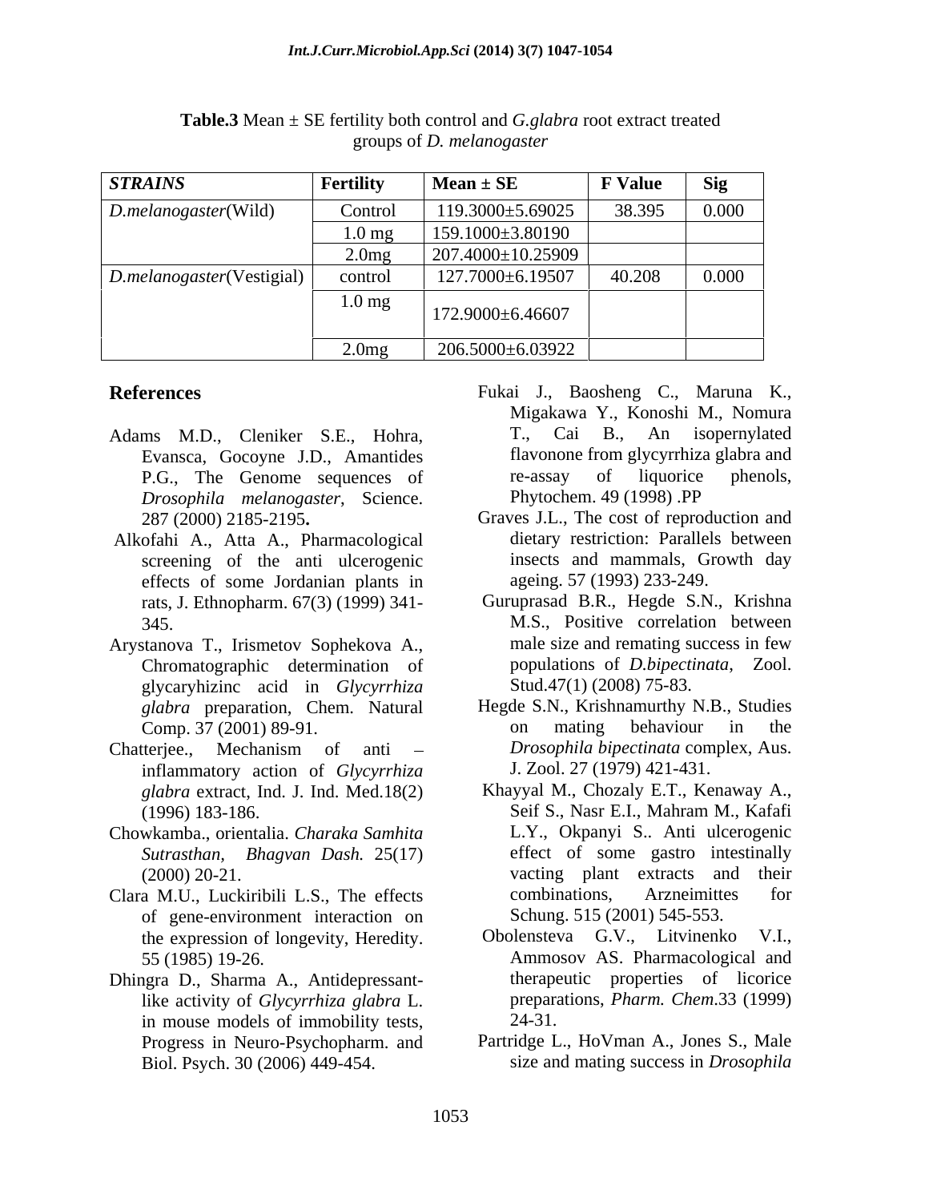**Table.3** Mean ± SE fertility both control and *G.glabra* root extract treated groups of *D. melanogaster*

| *STRAINS* | Fertility | Mean ± SE | F Value | Sig |
|---|---|---|---|---|
| *D.melanogaster*(Wild) | Control | 119.3000±5.69025 | 38.395 | 0.000 |
| | 1.0 mg | 159.1000±3.80190 | | |
| | 2.0mg | 207.4000±10.25909 | | |
| *D.melanogaster*(Vestigial) | control | 127.7000±6.19507 | 40.208 | 0.000 |
| | 1.0 mg | 172.9000±6.46607 | | |
| | 2.0mg | 206.5000±6.03922 | | |

## References

Adams M.D., Cleniker S.E., Hohra, Evansca, Gocoyne J.D., Amantides P.G., The Genome sequences of *Drosophila melanogaster*, Science. 287 (2000) 2185-2195**.**

Alkofahi A., Atta A., Pharmacological screening of the anti ulcerogenic effects of some Jordanian plants in rats, J. Ethnopharm. 67(3) (1999) 341-345.

Arystanova T., Irismetov Sophekova A., Chromatographic determination of glycaryhizinc acid in *Glycyrrhiza glabra* preparation, Chem. Natural Comp. 37 (2001) 89-91.

Chatterjee., Mechanism of anti – inflammatory action of *Glycyrrhiza glabra* extract, Ind. J. Ind. Med.18(2) (1996) 183-186.

Chowkamba., orientalia. *Charaka Samhita Sutrasthan, Bhagvan Dash.* 25(17) (2000) 20-21.

Clara M.U., Luckiribili L.S., The effects of gene-environment interaction on the expression of longevity, Heredity. 55 (1985) 19-26.

Dhingra D., Sharma A., Antidepressant-like activity of *Glycyrrhiza glabra* L. in mouse models of immobility tests, Progress in Neuro-Psychopharm. and Biol. Psych. 30 (2006) 449-454.

Fukai J., Baosheng C., Maruna K., Migakawa Y., Konoshi M., Nomura T., Cai B., An isopernylated flavonone from glycyrrhiza glabra and re-assay of liquorice phenols, Phytochem. 49 (1998) .PP

Graves J.L., The cost of reproduction and dietary restriction: Parallels between insects and mammals, Growth day ageing. 57 (1993) 233-249.

Guruprasad B.R., Hegde S.N., Krishna M.S., Positive correlation between male size and remating success in few populations of *D.bipectinata*, Zool. Stud.47(1) (2008) 75-83.

Hegde S.N., Krishnamurthy N.B., Studies on mating behaviour in the *Drosophila bipectinata* complex, Aus. J. Zool. 27 (1979) 421-431.

Khayyal M., Chozaly E.T., Kenaway A., Seif S., Nasr E.I., Mahram M., Kafafi L.Y., Okpanyi S.. Anti ulcerogenic effect of some gastro intestinally vacting plant extracts and their combinations, Arzneimittes for Schung. 515 (2001) 545-553.

Obolensteva G.V., Litvinenko V.I., Ammosov AS. Pharmacological and therapeutic properties of licorice preparations, *Pharm. Chem*.33 (1999) 24-31.

Partridge L., HoVman A., Jones S., Male size and mating success in *Drosophila*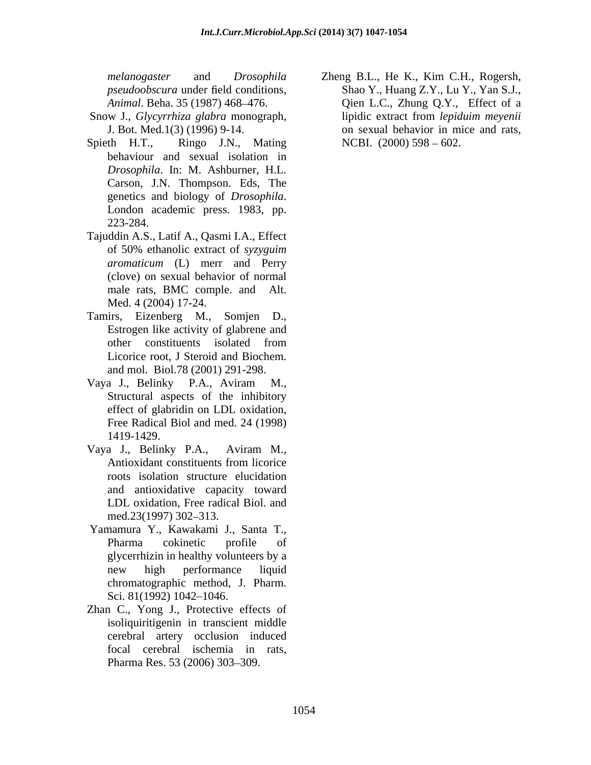*melanogaster* and *Drosophila pseudoobscura* under field conditions, *Animal*. Beha. 35 (1987) 468–476.

Snow J., *Glycyrrhiza glabra* monograph, J. Bot. Med.1(3) (1996) 9-14.

Spieth H.T., Ringo J.N., Mating behaviour and sexual isolation in *Drosophila*. In: M. Ashburner, H.L. Carson, J.N. Thompson. Eds, The genetics and biology of *Drosophila*. London academic press. 1983, pp. 223-284.

Tajuddin A.S., Latif A., Qasmi I.A., Effect of 50% ethanolic extract of *syzyguim aromaticum* (L) merr and Perry (clove) on sexual behavior of normal male rats, BMC comple. and Alt. Med. 4 (2004) 17-24.

Tamirs, Eizenberg M., Somjen D., Estrogen like activity of glabrene and other constituents isolated from Licorice root, J Steroid and Biochem. and mol. Biol.78 (2001) 291-298.

Vaya J., Belinky P.A., Aviram M., Structural aspects of the inhibitory effect of glabridin on LDL oxidation, Free Radical Biol and med. 24 (1998) 1419-1429.

Vaya J., Belinky P.A., Aviram M., Antioxidant constituents from licorice roots isolation structure elucidation and antioxidative capacity toward LDL oxidation, Free radical Biol. and med.23(1997) 302–313.

Yamamura Y., Kawakami J., Santa T., Pharma cokinetic profile of glycerrhizin in healthy volunteers by a new high performance liquid chromatographic method, J. Pharm. Sci. 81(1992) 1042–1046.

Zhan C., Yong J., Protective effects of isoliquiritigenin in transcient middle cerebral artery occlusion induced focal cerebral ischemia in rats, Pharma Res. 53 (2006) 303–309.

Zheng B.L., He K., Kim C.H., Rogersh, Shao Y., Huang Z.Y., Lu Y., Yan S.J., Qien L.C., Zhung Q.Y., Effect of a lipidic extract from *lepiduim meyenii* on sexual behavior in mice and rats, NCBI. (2000) 598 – 602.